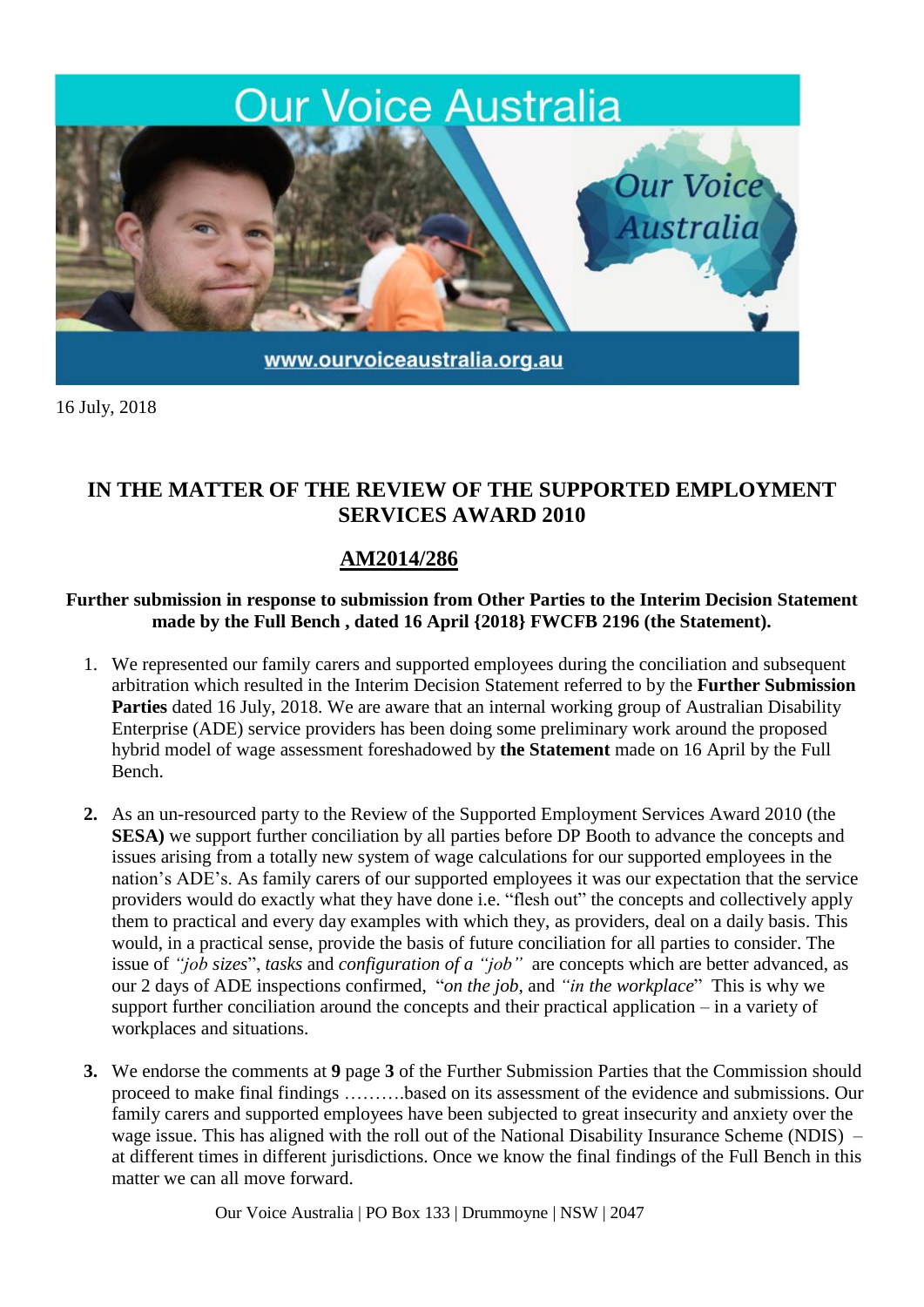Our Voice Australia

www.ourvoiceaustralia.org.au

16 July, 2018

## IN THE MATTER OF THE REVIEW OF THE SUPPORTED EMPLOYMENT SERVICES AWARD 2010

## AM2014/286

**Further submission in response to submission from Other Parties to the Interim Decision Statement made by the Full Bench , dated 16 April {2018} FWCFB 2196 (the Statement).**

1. We represented our family carers and supported employees during the conciliation and subsequent arbitration which resulted in the Interim Decision Statement referred to by the **Further Submission Parties** dated 16 July, 2018. We are aware that an internal working group of Australian Disability Enterprise (ADE) service providers has been doing some preliminary work around the proposed hybrid model of wage assessment foreshadowed by **the Statement** made on 16 April by the Full Bench.

2. As an un-resourced party to the Review of the Supported Employment Services Award 2010 (the **SESA)** we support further conciliation by all parties before DP Booth to advance the concepts and issues arising from a totally new system of wage calculations for our supported employees in the nation's ADE's. As family carers of our supported employees it was our expectation that the service providers would do exactly what they have done i.e. "flesh out" the concepts and collectively apply them to practical and every day examples with which they, as providers, deal on a daily basis. This would, in a practical sense, provide the basis of future conciliation for all parties to consider. The issue of *"job sizes*", *tasks* and *configuration of a "job"* are concepts which are better advanced, as our 2 days of ADE inspections confirmed, "*on the job*, and *"in the workplace*" This is why we support further conciliation around the concepts and their practical application – in a variety of workplaces and situations.

3. We endorse the comments at **9** page **3** of the Further Submission Parties that the Commission should proceed to make final findings ……….based on its assessment of the evidence and submissions. Our family carers and supported employees have been subjected to great insecurity and anxiety over the wage issue. This has aligned with the roll out of the National Disability Insurance Scheme (NDIS) – at different times in different jurisdictions. Once we know the final findings of the Full Bench in this matter we can all move forward.

Our Voice Australia | PO Box 133 | Drummoyne | NSW | 2047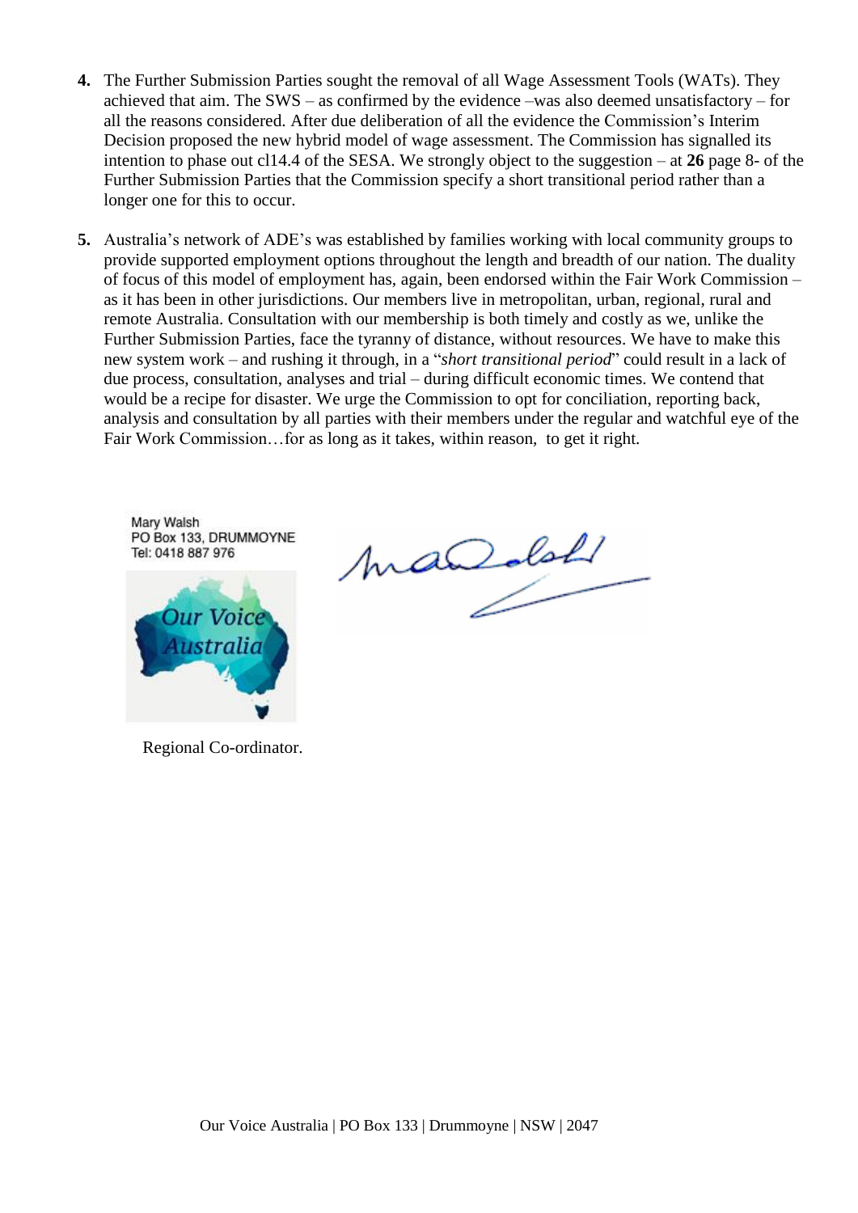4. The Further Submission Parties sought the removal of all Wage Assessment Tools (WATs). They achieved that aim. The SWS – as confirmed by the evidence –was also deemed unsatisfactory – for all the reasons considered. After due deliberation of all the evidence the Commission's Interim Decision proposed the new hybrid model of wage assessment. The Commission has signalled its intention to phase out cl14.4 of the SESA. We strongly object to the suggestion – at **26** page 8- of the Further Submission Parties that the Commission specify a short transitional period rather than a longer one for this to occur.

5. Australia's network of ADE's was established by families working with local community groups to provide supported employment options throughout the length and breadth of our nation. The duality of focus of this model of employment has, again, been endorsed within the Fair Work Commission – as it has been in other jurisdictions. Our members live in metropolitan, urban, regional, rural and remote Australia. Consultation with our membership is both timely and costly as we, unlike the Further Submission Parties, face the tyranny of distance, without resources. We have to make this new system work – and rushing it through, in a "*short transitional period*" could result in a lack of due process, consultation, analyses and trial – during difficult economic times. We contend that would be a recipe for disaster. We urge the Commission to opt for conciliation, reporting back, analysis and consultation by all parties with their members under the regular and watchful eye of the Fair Work Commission…for as long as it takes, within reason, to get it right.

Mary Walsh
PO Box 133, DRUMMOYNE
Tel: 0418 887 976

Our Voice Australia

Regional Co-ordinator.

Our Voice Australia | PO Box 133 | Drummoyne | NSW | 2047